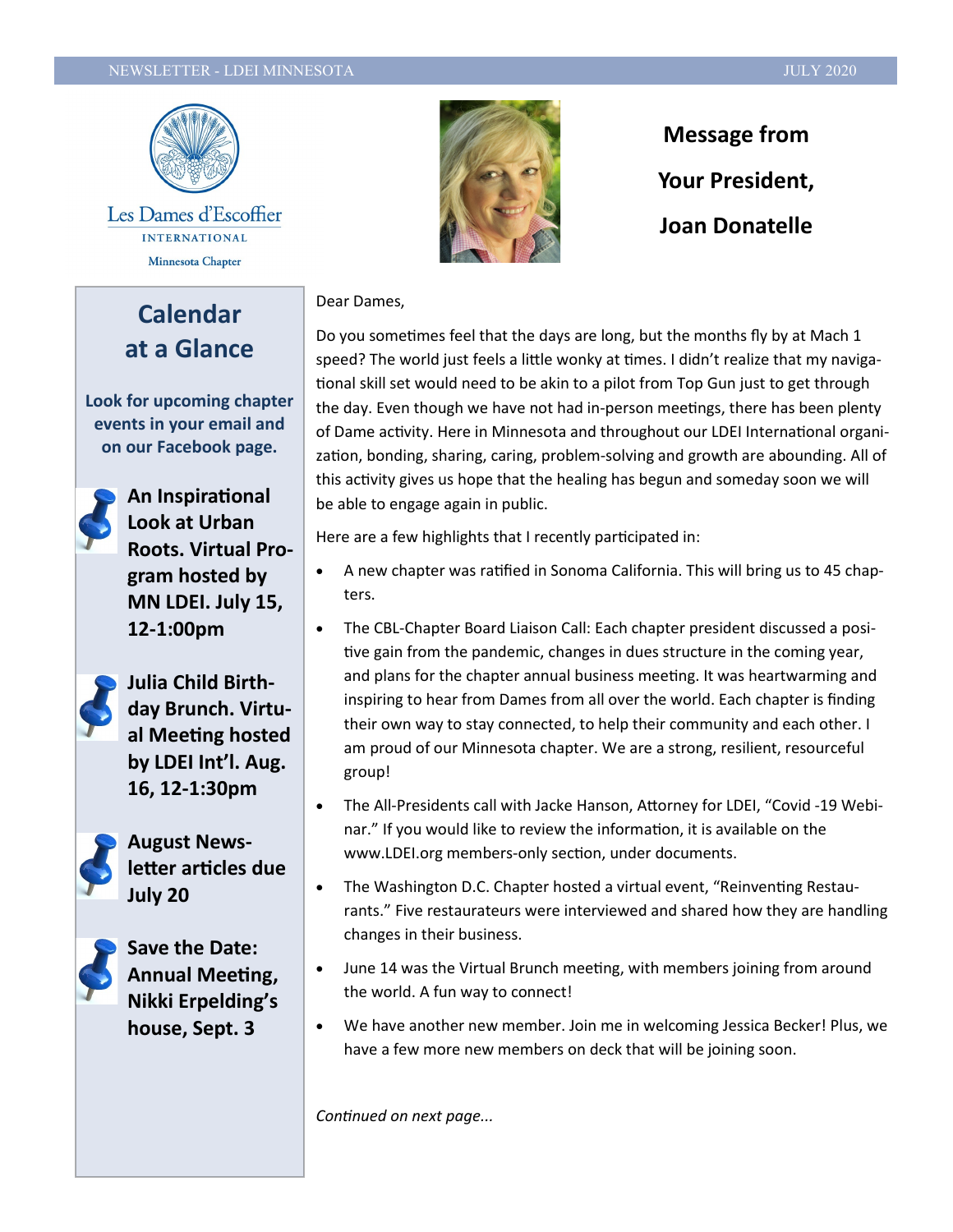Les Dames d'Escoffier

INTERNATIONAL

Minnesota Chapter

# Message from Your President, Joan Donatelle

## Calendar at a Glance

**Look for upcoming chapter events in your email and on our Facebook page.**

- **An Inspirational Look at Urban Roots. Virtual Program hosted by MN LDEI. July 15, 12-1:00pm**
- **Julia Child Birthday Brunch. Virtual Meeting hosted by LDEI Int'l. Aug. 16, 12-1:30pm**
- **August Newsletter articles due July 20**
- **Save the Date: Annual Meeting, Nikki Erpelding's house, Sept. 3**

Dear Dames,

Do you sometimes feel that the days are long, but the months fly by at Mach 1 speed? The world just feels a little wonky at times. I didn't realize that my navigational skill set would need to be akin to a pilot from Top Gun just to get through the day. Even though we have not had in-person meetings, there has been plenty of Dame activity. Here in Minnesota and throughout our LDEI International organization, bonding, sharing, caring, problem-solving and growth are abounding. All of this activity gives us hope that the healing has begun and someday soon we will be able to engage again in public.

Here are a few highlights that I recently participated in:

- A new chapter was ratified in Sonoma California. This will bring us to 45 chapters.
- The CBL-Chapter Board Liaison Call: Each chapter president discussed a positive gain from the pandemic, changes in dues structure in the coming year, and plans for the chapter annual business meeting. It was heartwarming and inspiring to hear from Dames from all over the world. Each chapter is finding their own way to stay connected, to help their community and each other. I am proud of our Minnesota chapter. We are a strong, resilient, resourceful group!
- The All-Presidents call with Jacke Hanson, Attorney for LDEI, "Covid -19 Webinar." If you would like to review the information, it is available on the www.LDEI.org members-only section, under documents.
- The Washington D.C. Chapter hosted a virtual event, "Reinventing Restaurants." Five restaurateurs were interviewed and shared how they are handling changes in their business.
- June 14 was the Virtual Brunch meeting, with members joining from around the world. A fun way to connect!
- We have another new member. Join me in welcoming Jessica Becker! Plus, we have a few more new members on deck that will be joining soon.

*Continued on next page...*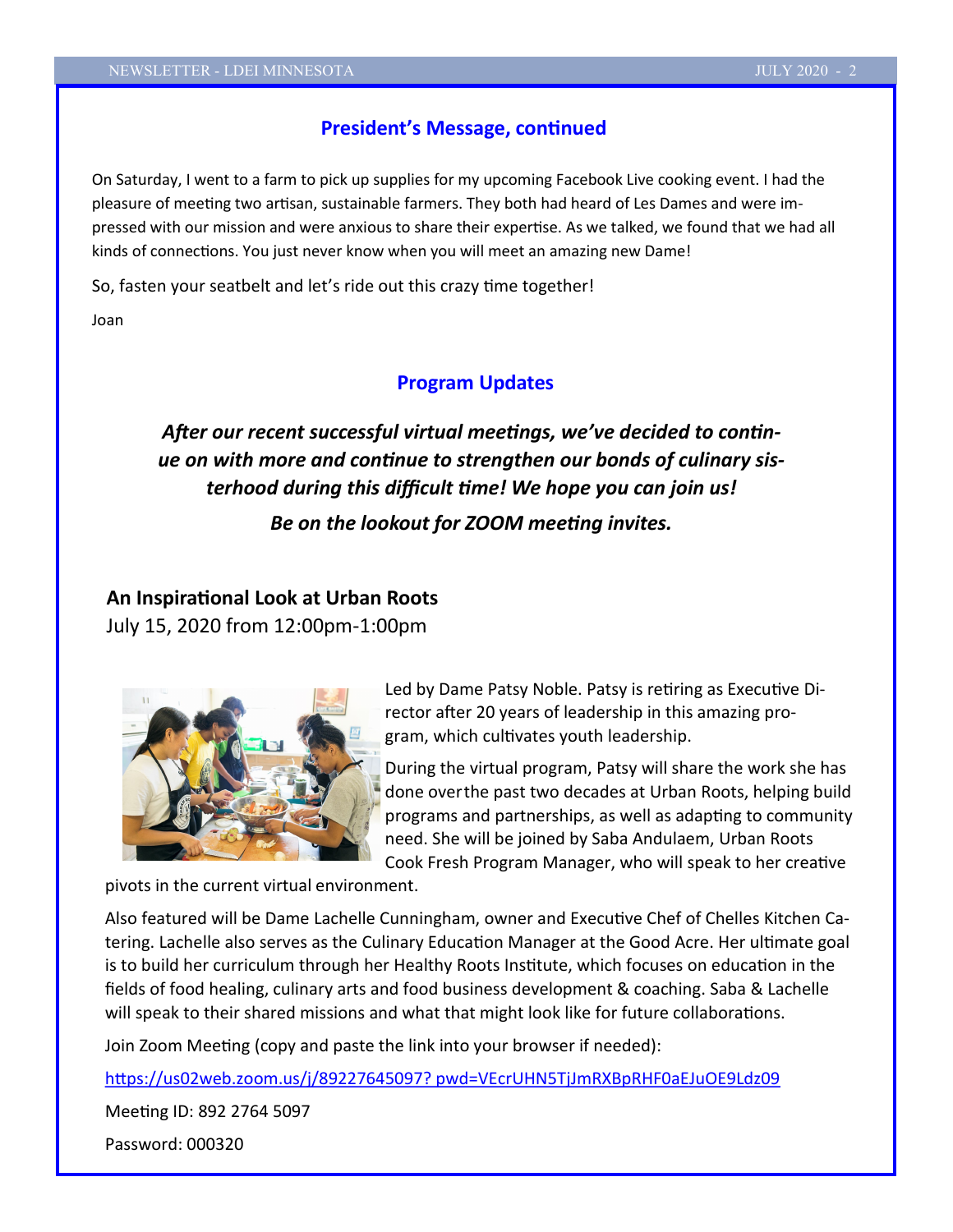## President's Message, continued

On Saturday, I went to a farm to pick up supplies for my upcoming Facebook Live cooking event. I had the pleasure of meeting two artisan, sustainable farmers. They both had heard of Les Dames and were impressed with our mission and were anxious to share their expertise. As we talked, we found that we had all kinds of connections. You just never know when you will meet an amazing new Dame!

So, fasten your seatbelt and let's ride out this crazy time together!

Joan

## Program Updates

***After our recent successful virtual meetings, we've decided to continue on with more and continue to strengthen our bonds of culinary sisterhood during this difficult time! We hope you can join us!***

***Be on the lookout for ZOOM meeting invites.***

### An Inspirational Look at Urban Roots

July 15, 2020 from 12:00pm-1:00pm

Led by Dame Patsy Noble. Patsy is retiring as Executive Director after 20 years of leadership in this amazing program, which cultivates youth leadership.

During the virtual program, Patsy will share the work she has done over the past two decades at Urban Roots, helping build programs and partnerships, as well as adapting to community need. She will be joined by Saba Andulaem, Urban Roots Cook Fresh Program Manager, who will speak to her creative pivots in the current virtual environment.

Also featured will be Dame Lachelle Cunningham, owner and Executive Chef of Chelles Kitchen Catering. Lachelle also serves as the Culinary Education Manager at the Good Acre. Her ultimate goal is to build her curriculum through her Healthy Roots Institute, which focuses on education in the fields of food healing, culinary arts and food business development & coaching. Saba & Lachelle will speak to their shared missions and what that might look like for future collaborations.

Join Zoom Meeting (copy and paste the link into your browser if needed):

https://us02web.zoom.us/j/89227645097? pwd=VEcrUHN5TjJmRXBpRHF0aEJuOE9Ldz09

Meeting ID: 892 2764 5097

Password: 000320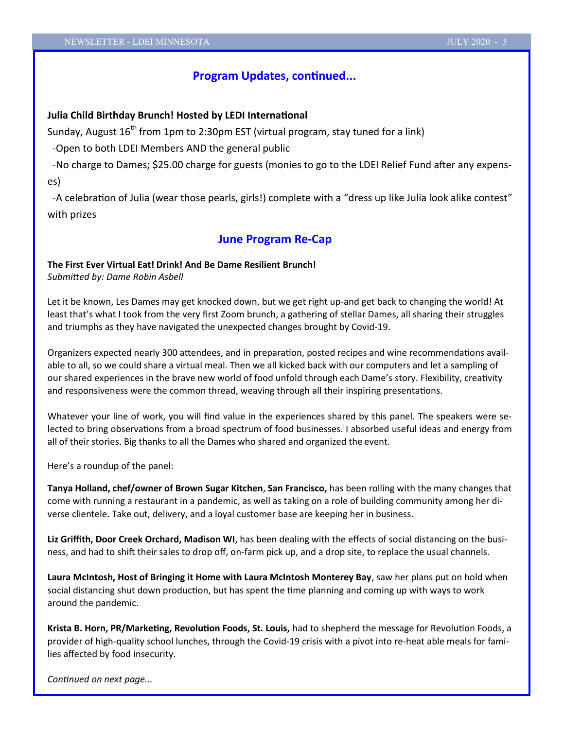## Program Updates, continued...

**Julia Child Birthday Brunch! Hosted by LEDI International**

Sunday, August 16th from 1pm to 2:30pm EST (virtual program, stay tuned for a link)

-Open to both LDEI Members AND the general public

-No charge to Dames; $25.00 charge for guests (monies to go to the LDEI Relief Fund after any expenses)

-A celebration of Julia (wear those pearls, girls!) complete with a "dress up like Julia look alike contest" with prizes

## June Program Re-Cap

**The First Ever Virtual Eat! Drink! And Be Dame Resilient Brunch!**
*Submitted by: Dame Robin Asbell*

Let it be known, Les Dames may get knocked down, but we get right up-and get back to changing the world! At least that's what I took from the very first Zoom brunch, a gathering of stellar Dames, all sharing their struggles and triumphs as they have navigated the unexpected changes brought by Covid-19.

Organizers expected nearly 300 attendees, and in preparation, posted recipes and wine recommendations available to all, so we could share a virtual meal. Then we all kicked back with our computers and let a sampling of our shared experiences in the brave new world of food unfold through each Dame's story. Flexibility, creativity and responsiveness were the common thread, weaving through all their inspiring presentations.

Whatever your line of work, you will find value in the experiences shared by this panel. The speakers were selected to bring observations from a broad spectrum of food businesses. I absorbed useful ideas and energy from all of their stories. Big thanks to all the Dames who shared and organized the event.

Here's a roundup of the panel:

**Tanya Holland, chef/owner of Brown Sugar Kitchen**, **San Francisco,** has been rolling with the many changes that come with running a restaurant in a pandemic, as well as taking on a role of building community among her diverse clientele. Take out, delivery, and a loyal customer base are keeping her in business.

**Liz Griffith, Door Creek Orchard, Madison WI**, has been dealing with the effects of social distancing on the business, and had to shift their sales to drop off, on-farm pick up, and a drop site, to replace the usual channels.

**Laura McIntosh, Host of Bringing it Home with Laura McIntosh Monterey Bay**, saw her plans put on hold when social distancing shut down production, but has spent the time planning and coming up with ways to work around the pandemic.

**Krista B. Horn, PR/Marketing, Revolution Foods, St. Louis,** had to shepherd the message for Revolution Foods, a provider of high-quality school lunches, through the Covid-19 crisis with a pivot into re-heat able meals for families affected by food insecurity.

*Continued on next page...*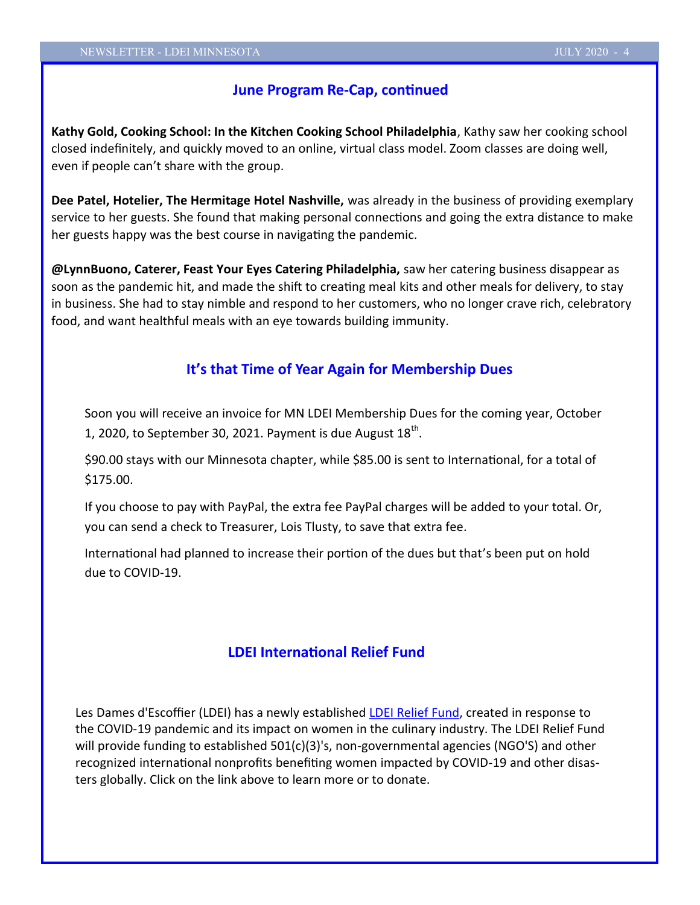## June Program Re-Cap, continued

**Kathy Gold, Cooking School: In the Kitchen Cooking School Philadelphia**, Kathy saw her cooking school closed indefinitely, and quickly moved to an online, virtual class model. Zoom classes are doing well, even if people can't share with the group.

**Dee Patel, Hotelier, The Hermitage Hotel Nashville,** was already in the business of providing exemplary service to her guests. She found that making personal connections and going the extra distance to make her guests happy was the best course in navigating the pandemic.

**@LynnBuono, Caterer, Feast Your Eyes Catering Philadelphia,** saw her catering business disappear as soon as the pandemic hit, and made the shift to creating meal kits and other meals for delivery, to stay in business. She had to stay nimble and respond to her customers, who no longer crave rich, celebratory food, and want healthful meals with an eye towards building immunity.

## It's that Time of Year Again for Membership Dues

Soon you will receive an invoice for MN LDEI Membership Dues for the coming year, October 1, 2020, to September 30, 2021. Payment is due August 18th.

$90.00 stays with our Minnesota chapter, while $85.00 is sent to International, for a total of $175.00.

If you choose to pay with PayPal, the extra fee PayPal charges will be added to your total. Or, you can send a check to Treasurer, Lois Tlusty, to save that extra fee.

International had planned to increase their portion of the dues but that's been put on hold due to COVID-19.

## LDEI International Relief Fund

Les Dames d'Escoffier (LDEI) has a newly established LDEI Relief Fund, created in response to the COVID-19 pandemic and its impact on women in the culinary industry. The LDEI Relief Fund will provide funding to established 501(c)(3)'s, non-governmental agencies (NGO'S) and other recognized international nonprofits benefiting women impacted by COVID-19 and other disasters globally. Click on the link above to learn more or to donate.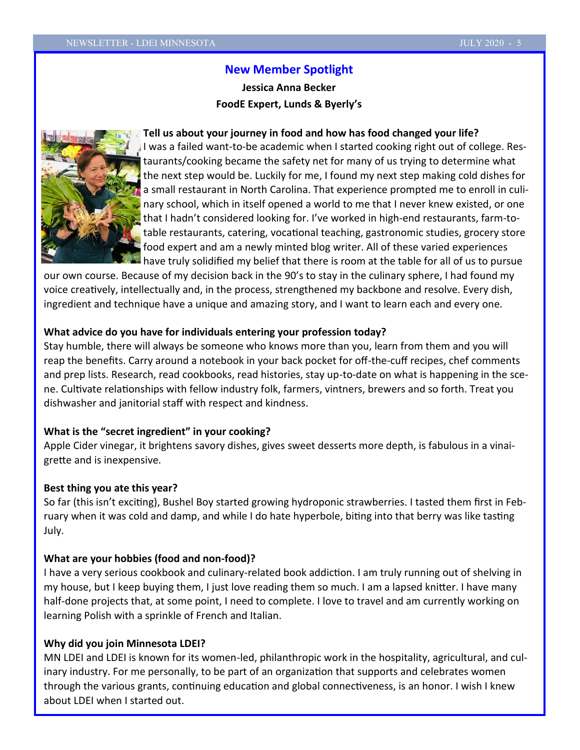## New Member Spotlight

**Jessica Anna Becker**

**FoodE Expert, Lunds & Byerly's**

**Tell us about your journey in food and how has food changed your life?**

I was a failed want-to-be academic when I started cooking right out of college. Restaurants/cooking became the safety net for many of us trying to determine what the next step would be. Luckily for me, I found my next step making cold dishes for a small restaurant in North Carolina. That experience prompted me to enroll in culinary school, which in itself opened a world to me that I never knew existed, or one that I hadn't considered looking for. I've worked in high-end restaurants, farm-to-table restaurants, catering, vocational teaching, gastronomic studies, grocery store food expert and am a newly minted blog writer. All of these varied experiences have truly solidified my belief that there is room at the table for all of us to pursue our own course. Because of my decision back in the 90's to stay in the culinary sphere, I had found my voice creatively, intellectually and, in the process, strengthened my backbone and resolve. Every dish, ingredient and technique have a unique and amazing story, and I want to learn each and every one.

**What advice do you have for individuals entering your profession today?**

Stay humble, there will always be someone who knows more than you, learn from them and you will reap the benefits. Carry around a notebook in your back pocket for off-the-cuff recipes, chef comments and prep lists. Research, read cookbooks, read histories, stay up-to-date on what is happening in the scene. Cultivate relationships with fellow industry folk, farmers, vintners, brewers and so forth. Treat you dishwasher and janitorial staff with respect and kindness.

**What is the "secret ingredient" in your cooking?**

Apple Cider vinegar, it brightens savory dishes, gives sweet desserts more depth, is fabulous in a vinaigrette and is inexpensive.

**Best thing you ate this year?**

So far (this isn't exciting), Bushel Boy started growing hydroponic strawberries. I tasted them first in February when it was cold and damp, and while I do hate hyperbole, biting into that berry was like tasting July.

**What are your hobbies (food and non-food)?**

I have a very serious cookbook and culinary-related book addiction. I am truly running out of shelving in my house, but I keep buying them, I just love reading them so much. I am a lapsed knitter. I have many half-done projects that, at some point, I need to complete. I love to travel and am currently working on learning Polish with a sprinkle of French and Italian.

**Why did you join Minnesota LDEI?**

MN LDEI and LDEI is known for its women-led, philanthropic work in the hospitality, agricultural, and culinary industry. For me personally, to be part of an organization that supports and celebrates women through the various grants, continuing education and global connectiveness, is an honor. I wish I knew about LDEI when I started out.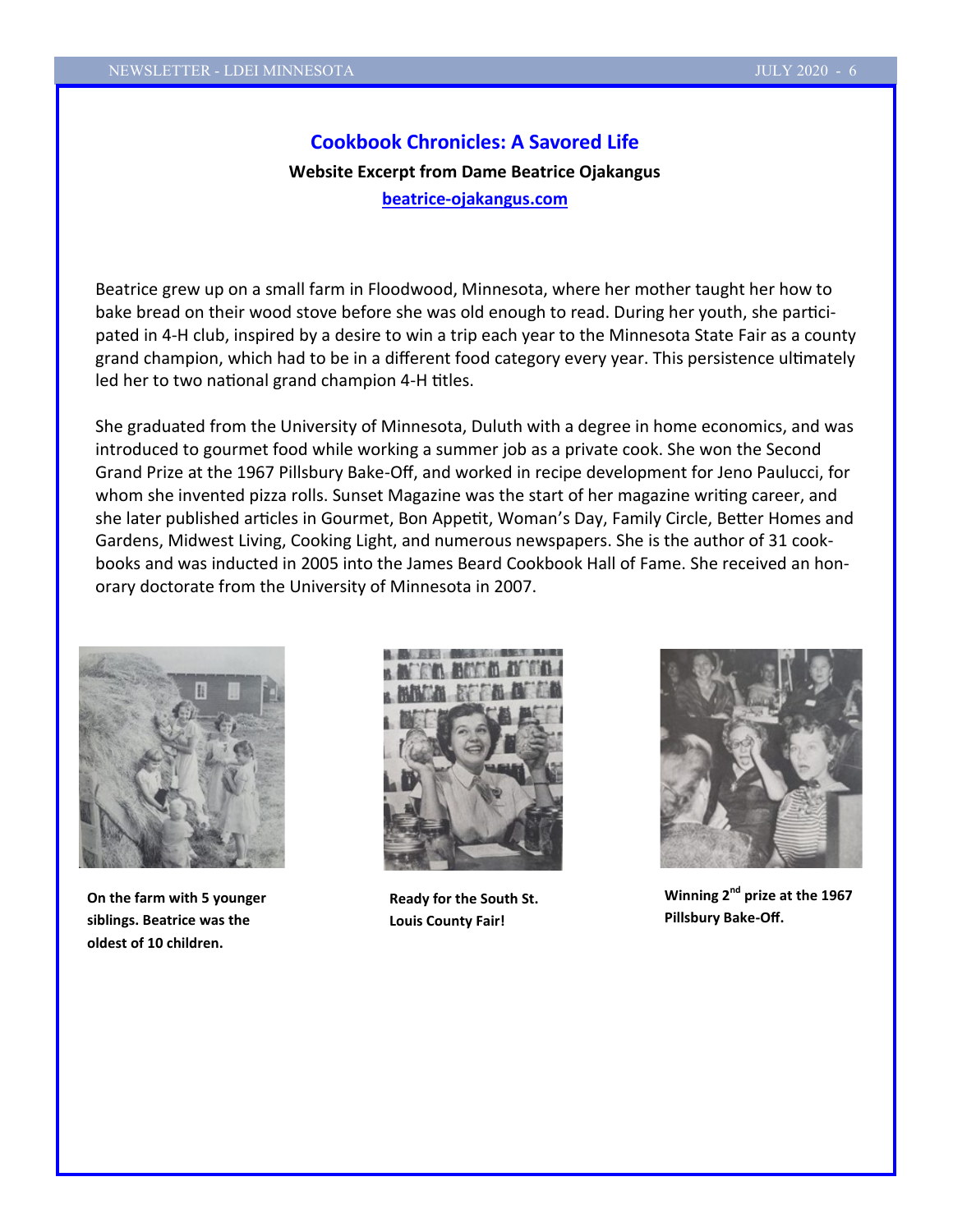## Cookbook Chronicles: A Savored Life

**Website Excerpt from Dame Beatrice Ojakangus**

**beatrice-ojakangus.com**

Beatrice grew up on a small farm in Floodwood, Minnesota, where her mother taught her how to bake bread on their wood stove before she was old enough to read. During her youth, she participated in 4-H club, inspired by a desire to win a trip each year to the Minnesota State Fair as a county grand champion, which had to be in a different food category every year. This persistence ultimately led her to two national grand champion 4-H titles.

She graduated from the University of Minnesota, Duluth with a degree in home economics, and was introduced to gourmet food while working a summer job as a private cook. She won the Second Grand Prize at the 1967 Pillsbury Bake-Off, and worked in recipe development for Jeno Paulucci, for whom she invented pizza rolls. Sunset Magazine was the start of her magazine writing career, and she later published articles in Gourmet, Bon Appetit, Woman's Day, Family Circle, Better Homes and Gardens, Midwest Living, Cooking Light, and numerous newspapers. She is the author of 31 cookbooks and was inducted in 2005 into the James Beard Cookbook Hall of Fame. She received an honorary doctorate from the University of Minnesota in 2007.

**On the farm with 5 younger siblings. Beatrice was the oldest of 10 children.**

**Ready for the South St. Louis County Fair!**

**Winning 2nd prize at the 1967 Pillsbury Bake-Off.**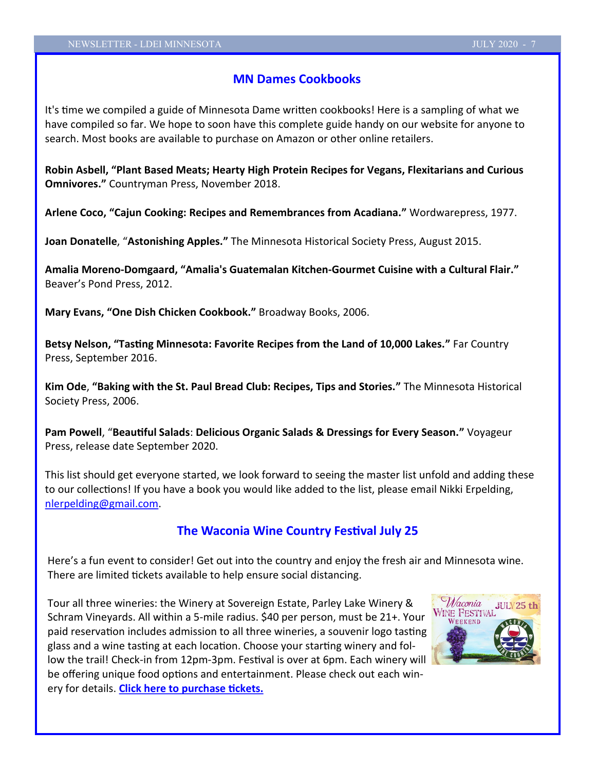## MN Dames Cookbooks

It's time we compiled a guide of Minnesota Dame written cookbooks! Here is a sampling of what we have compiled so far. We hope to soon have this complete guide handy on our website for anyone to search. Most books are available to purchase on Amazon or other online retailers.

**Robin Asbell, "Plant Based Meats; Hearty High Protein Recipes for Vegans, Flexitarians and Curious Omnivores."** Countryman Press, November 2018.

**Arlene Coco, "Cajun Cooking: Recipes and Remembrances from Acadiana."** Wordwarepress, 1977.

**Joan Donatelle**, "**Astonishing Apples."** The Minnesota Historical Society Press, August 2015.

**Amalia Moreno-Domgaard, "Amalia's Guatemalan Kitchen-Gourmet Cuisine with a Cultural Flair."** Beaver's Pond Press, 2012.

**Mary Evans, "One Dish Chicken Cookbook."** Broadway Books, 2006.

**Betsy Nelson, "Tasting Minnesota: Favorite Recipes from the Land of 10,000 Lakes."** Far Country Press, September 2016.

**Kim Ode**, **"Baking with the St. Paul Bread Club: Recipes, Tips and Stories."** The Minnesota Historical Society Press, 2006.

**Pam Powell**, "**Beautiful Salads**: **Delicious Organic Salads & Dressings for Every Season."** Voyageur Press, release date September 2020.

This list should get everyone started, we look forward to seeing the master list unfold and adding these to our collections! If you have a book you would like added to the list, please email Nikki Erpelding, nlerpelding@gmail.com.

## The Waconia Wine Country Festival July 25

Here's a fun event to consider! Get out into the country and enjoy the fresh air and Minnesota wine. There are limited tickets available to help ensure social distancing.

Tour all three wineries: the Winery at Sovereign Estate, Parley Lake Winery & Schram Vineyards. All within a 5-mile radius. $40 per person, must be 21+. Your paid reservation includes admission to all three wineries, a souvenir logo tasting glass and a wine tasting at each location. Choose your starting winery and follow the trail! Check-in from 12pm-3pm. Festival is over at 6pm. Each winery will be offering unique food options and entertainment. Please check out each winery for details. **Click here to purchase tickets.**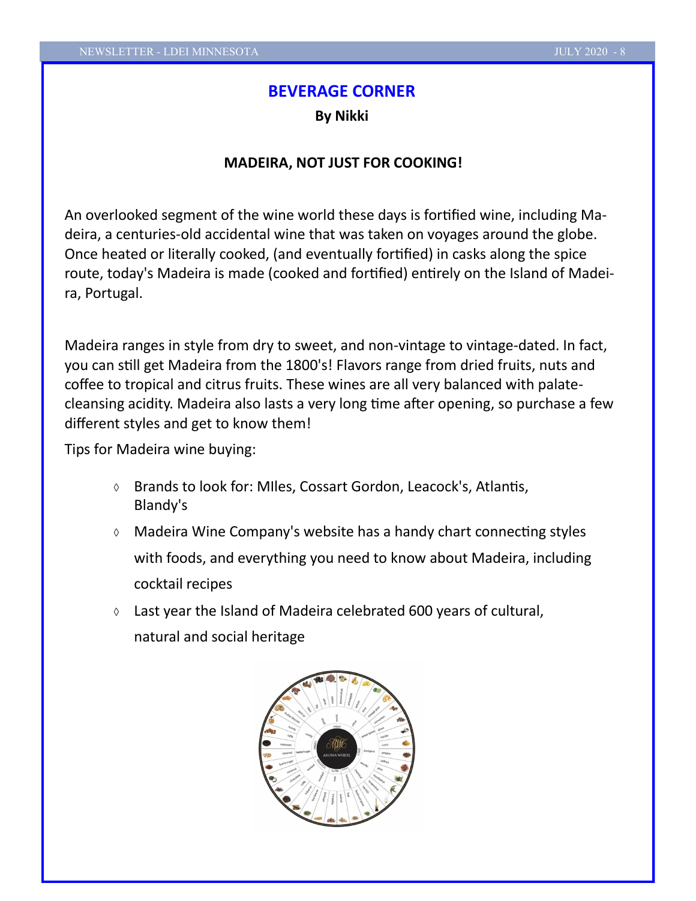## BEVERAGE CORNER

**By Nikki**

### MADEIRA, NOT JUST FOR COOKING!

An overlooked segment of the wine world these days is fortified wine, including Madeira, a centuries-old accidental wine that was taken on voyages around the globe. Once heated or literally cooked, (and eventually fortified) in casks along the spice route, today's Madeira is made (cooked and fortified) entirely on the Island of Madeira, Portugal.

Madeira ranges in style from dry to sweet, and non-vintage to vintage-dated. In fact, you can still get Madeira from the 1800's! Flavors range from dried fruits, nuts and coffee to tropical and citrus fruits. These wines are all very balanced with palate-cleansing acidity. Madeira also lasts a very long time after opening, so purchase a few different styles and get to know them!

Tips for Madeira wine buying:

- Brands to look for: MIles, Cossart Gordon, Leacock's, Atlantis, Blandy's
- Madeira Wine Company's website has a handy chart connecting styles with foods, and everything you need to know about Madeira, including cocktail recipes
- Last year the Island of Madeira celebrated 600 years of cultural, natural and social heritage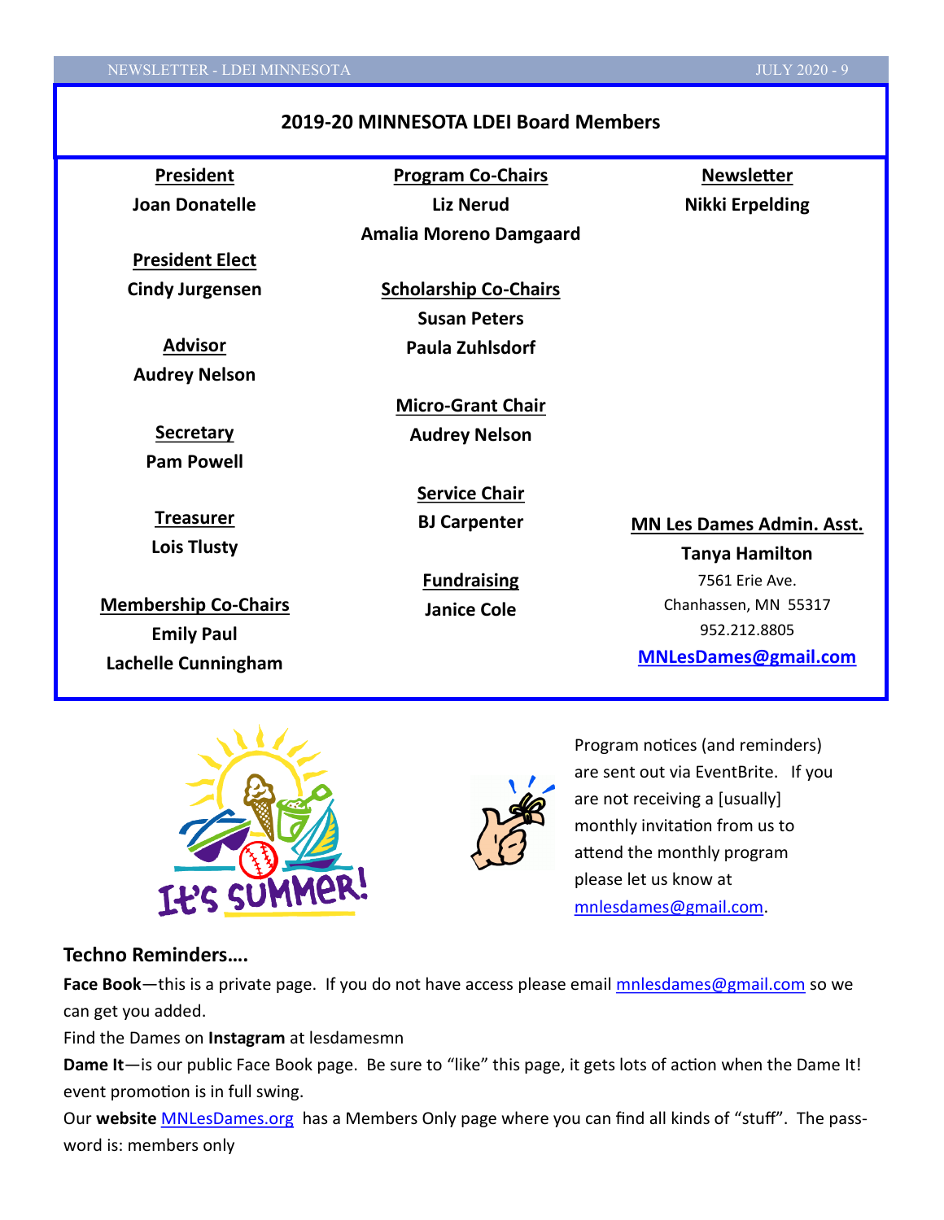## 2019-20 MINNESOTA LDEI Board Members

**President**
**Joan Donatelle**

**President Elect**
**Cindy Jurgensen**

**Advisor**
**Audrey Nelson**

**Secretary**
**Pam Powell**

**Treasurer**
**Lois Tlusty**

**Membership Co-Chairs**
**Emily Paul**
**Lachelle Cunningham**

**Program Co-Chairs**
**Liz Nerud**
**Amalia Moreno Damgaard**

**Scholarship Co-Chairs**
**Susan Peters**
**Paula Zuhlsdorf**

**Micro-Grant Chair**
**Audrey Nelson**

**Service Chair**
**BJ Carpenter**

**Fundraising**
**Janice Cole**

**Newsletter**
**Nikki Erpelding**

**MN Les Dames Admin. Asst.**
**Tanya Hamilton**
7561 Erie Ave.
Chanhassen, MN 55317
952.212.8805
**MNLesDames@gmail.com**

Program notices (and reminders) are sent out via EventBrite. If you are not receiving a [usually] monthly invitation from us to attend the monthly program please let us know at mnlesdames@gmail.com.

### Techno Reminders….

**Face Book**—this is a private page. If you do not have access please email mnlesdames@gmail.com so we can get you added.

Find the Dames on **Instagram** at lesdamesmn

**Dame It**—is our public Face Book page. Be sure to "like" this page, it gets lots of action when the Dame It! event promotion is in full swing.

Our **website** MNLesDames.org has a Members Only page where you can find all kinds of "stuff". The password is: members only